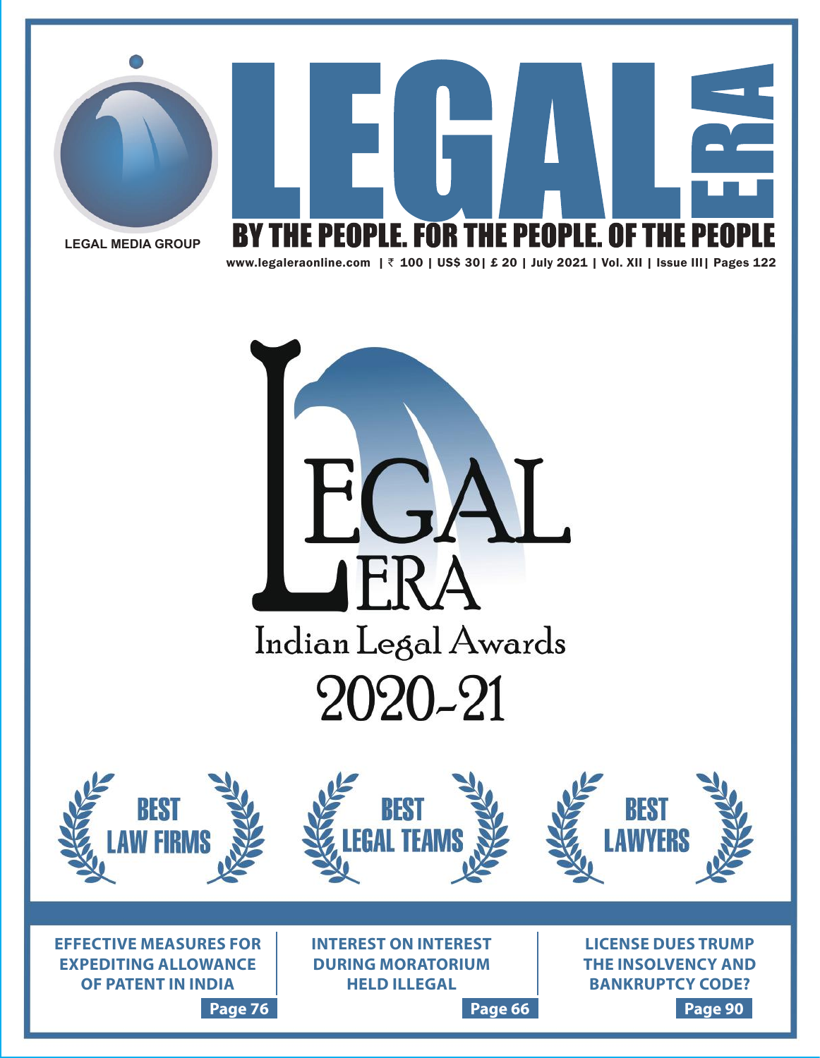# LEGAL ERA

LEGAL MEDIA GROUP

**BY THE PEOPLE. FOR THE PEOPLE. OF THE PEOPLE**

www.legaleraonline.com | ₹ 100 | US$ 30| £ 20 | July 2021 | Vol. XII | Issue III| Pages 122

## LEGAL ERA

### Indian Legal Awards

### 2020-21

**BEST LAW FIRMS**

**BEST LEGAL TEAMS**

**BEST LAWYERS**

**EFFECTIVE MEASURES FOR EXPEDITING ALLOWANCE OF PATENT IN INDIA**
Page 76

**INTEREST ON INTEREST DURING MORATORIUM HELD ILLEGAL**
Page 66

**LICENSE DUES TRUMP THE INSOLVENCY AND BANKRUPTCY CODE?**
Page 90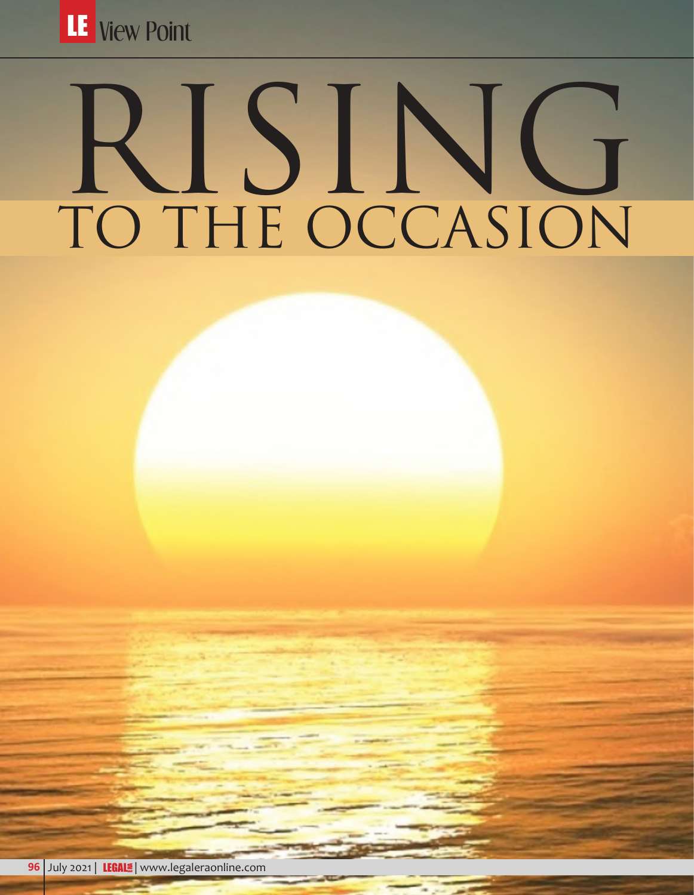# RISING TO THE OCCASION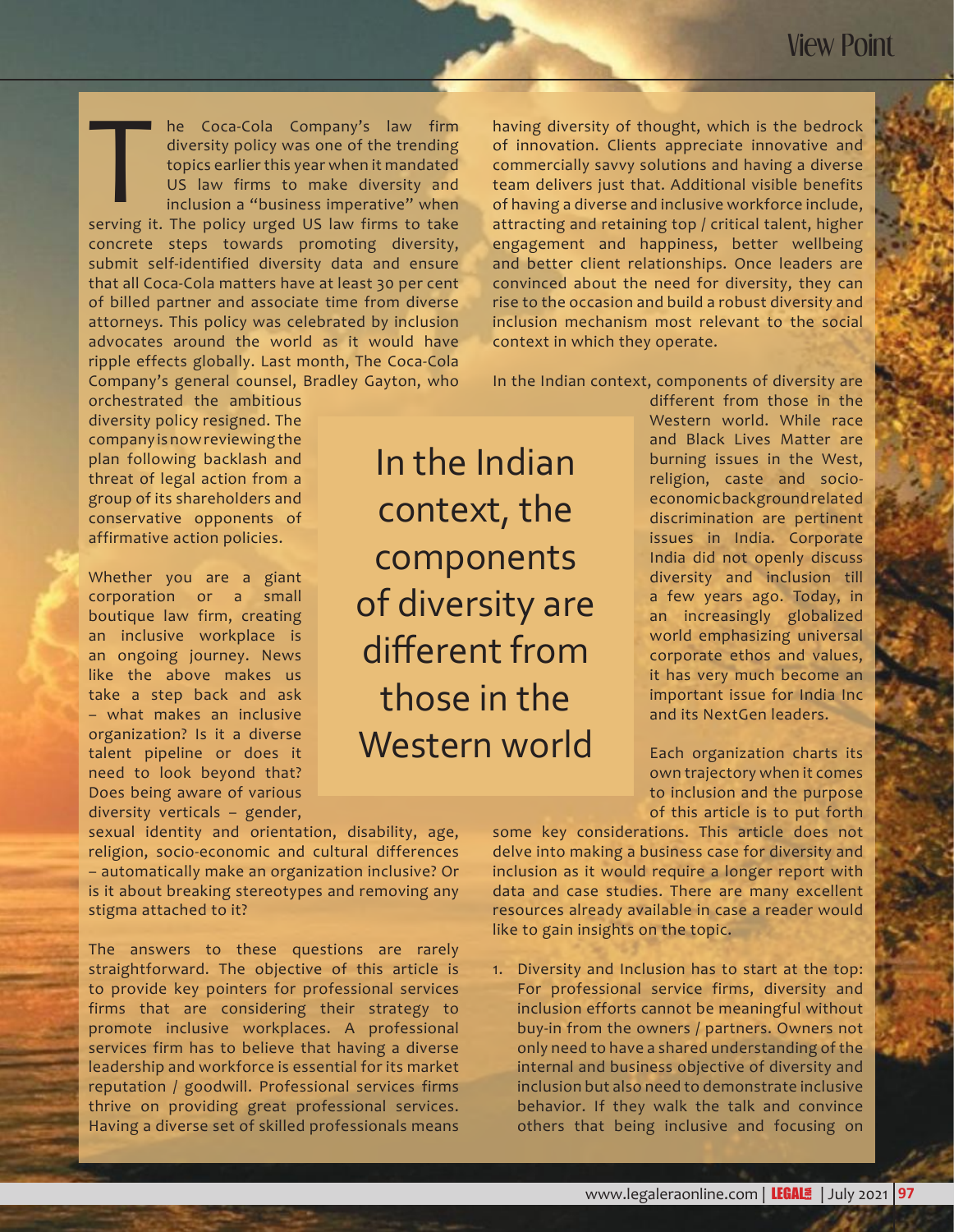The Coca-Cola Company's law firm diversity policy was one of the trending topics earlier this year when it mandated US law firms to make diversity and inclusion a "business imperative" when serving it. The policy urged US law firms to take concrete steps towards promoting diversity, submit self-identified diversity data and ensure that all Coca-Cola matters have at least 30 per cent of billed partner and associate time from diverse attorneys. This policy was celebrated by inclusion advocates around the world as it would have ripple effects globally. Last month, The Coca-Cola Company's general counsel, Bradley Gayton, who orchestrated the ambitious diversity policy resigned. The company is now reviewing the plan following backlash and threat of legal action from a group of its shareholders and conservative opponents of affirmative action policies.

Whether you are a giant corporation or a small boutique law firm, creating an inclusive workplace is an ongoing journey. News like the above makes us take a step back and ask – what makes an inclusive organization? Is it a diverse talent pipeline or does it need to look beyond that? Does being aware of various diversity verticals – gender, sexual identity and orientation, disability, age, religion, socio-economic and cultural differences – automatically make an organization inclusive? Or is it about breaking stereotypes and removing any stigma attached to it?

The answers to these questions are rarely straightforward. The objective of this article is to provide key pointers for professional services firms that are considering their strategy to promote inclusive workplaces. A professional services firm has to believe that having a diverse leadership and workforce is essential for its market reputation / goodwill. Professional services firms thrive on providing great professional services. Having a diverse set of skilled professionals means having diversity of thought, which is the bedrock of innovation. Clients appreciate innovative and commercially savvy solutions and having a diverse team delivers just that. Additional visible benefits of having a diverse and inclusive workforce include, attracting and retaining top / critical talent, higher engagement and happiness, better wellbeing and better client relationships. Once leaders are convinced about the need for diversity, they can rise to the occasion and build a robust diversity and inclusion mechanism most relevant to the social context in which they operate.

> In the Indian context, the components of diversity are different from those in the Western world

In the Indian context, components of diversity are different from those in the Western world. While race and Black Lives Matter are burning issues in the West, religion, caste and socio-economic background related discrimination are pertinent issues in India. Corporate India did not openly discuss diversity and inclusion till a few years ago. Today, in an increasingly globalized world emphasizing universal corporate ethos and values, it has very much become an important issue for India Inc and its NextGen leaders.

Each organization charts its own trajectory when it comes to inclusion and the purpose of this article is to put forth some key considerations. This article does not delve into making a business case for diversity and inclusion as it would require a longer report with data and case studies. There are many excellent resources already available in case a reader would like to gain insights on the topic.

1. Diversity and Inclusion has to start at the top: For professional service firms, diversity and inclusion efforts cannot be meaningful without buy-in from the owners / partners. Owners not only need to have a shared understanding of the internal and business objective of diversity and inclusion but also need to demonstrate inclusive behavior. If they walk the talk and convince others that being inclusive and focusing on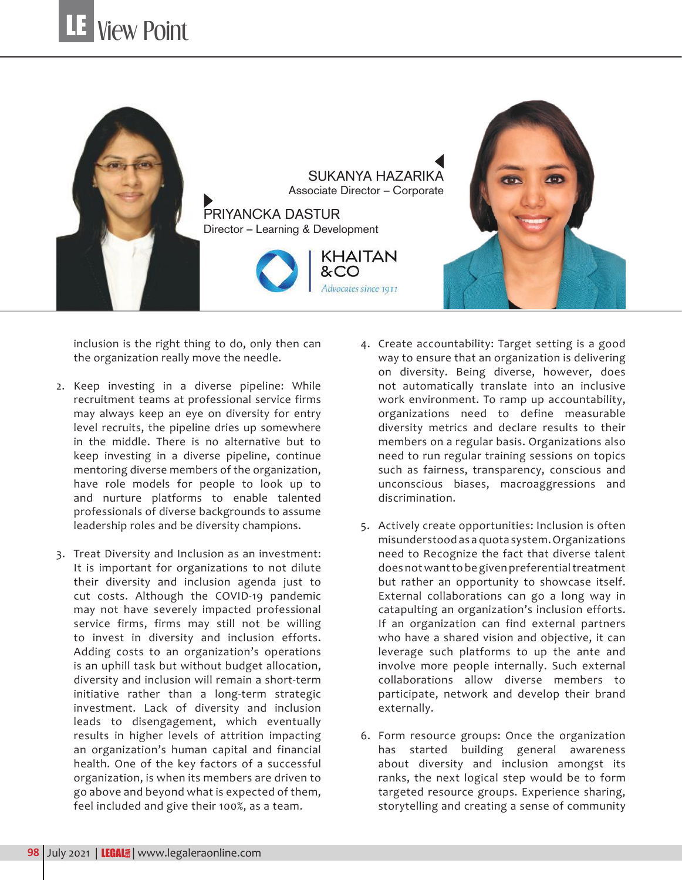SUKANYA HAZARIKA
Associate Director – Corporate

PRIYANCKA DASTUR
Director – Learning & Development

KHAITAN & CO
*Advocates since 1911*

inclusion is the right thing to do, only then can the organization really move the needle.

2. Keep investing in a diverse pipeline: While recruitment teams at professional service firms may always keep an eye on diversity for entry level recruits, the pipeline dries up somewhere in the middle. There is no alternative but to keep investing in a diverse pipeline, continue mentoring diverse members of the organization, have role models for people to look up to and nurture platforms to enable talented professionals of diverse backgrounds to assume leadership roles and be diversity champions.

3. Treat Diversity and Inclusion as an investment: It is important for organizations to not dilute their diversity and inclusion agenda just to cut costs. Although the COVID-19 pandemic may not have severely impacted professional service firms, firms may still not be willing to invest in diversity and inclusion efforts. Adding costs to an organization's operations is an uphill task but without budget allocation, diversity and inclusion will remain a short-term initiative rather than a long-term strategic investment. Lack of diversity and inclusion leads to disengagement, which eventually results in higher levels of attrition impacting an organization's human capital and financial health. One of the key factors of a successful organization, is when its members are driven to go above and beyond what is expected of them, feel included and give their 100%, as a team.

4. Create accountability: Target setting is a good way to ensure that an organization is delivering on diversity. Being diverse, however, does not automatically translate into an inclusive work environment. To ramp up accountability, organizations need to define measurable diversity metrics and declare results to their members on a regular basis. Organizations also need to run regular training sessions on topics such as fairness, transparency, conscious and unconscious biases, macroaggressions and discrimination.

5. Actively create opportunities: Inclusion is often misunderstood as a quota system. Organizations need to Recognize the fact that diverse talent does not want to be given preferential treatment but rather an opportunity to showcase itself. External collaborations can go a long way in catapulting an organization's inclusion efforts. If an organization can find external partners who have a shared vision and objective, it can leverage such platforms to up the ante and involve more people internally. Such external collaborations allow diverse members to participate, network and develop their brand externally.

6. Form resource groups: Once the organization has started building general awareness about diversity and inclusion amongst its ranks, the next logical step would be to form targeted resource groups. Experience sharing, storytelling and creating a sense of community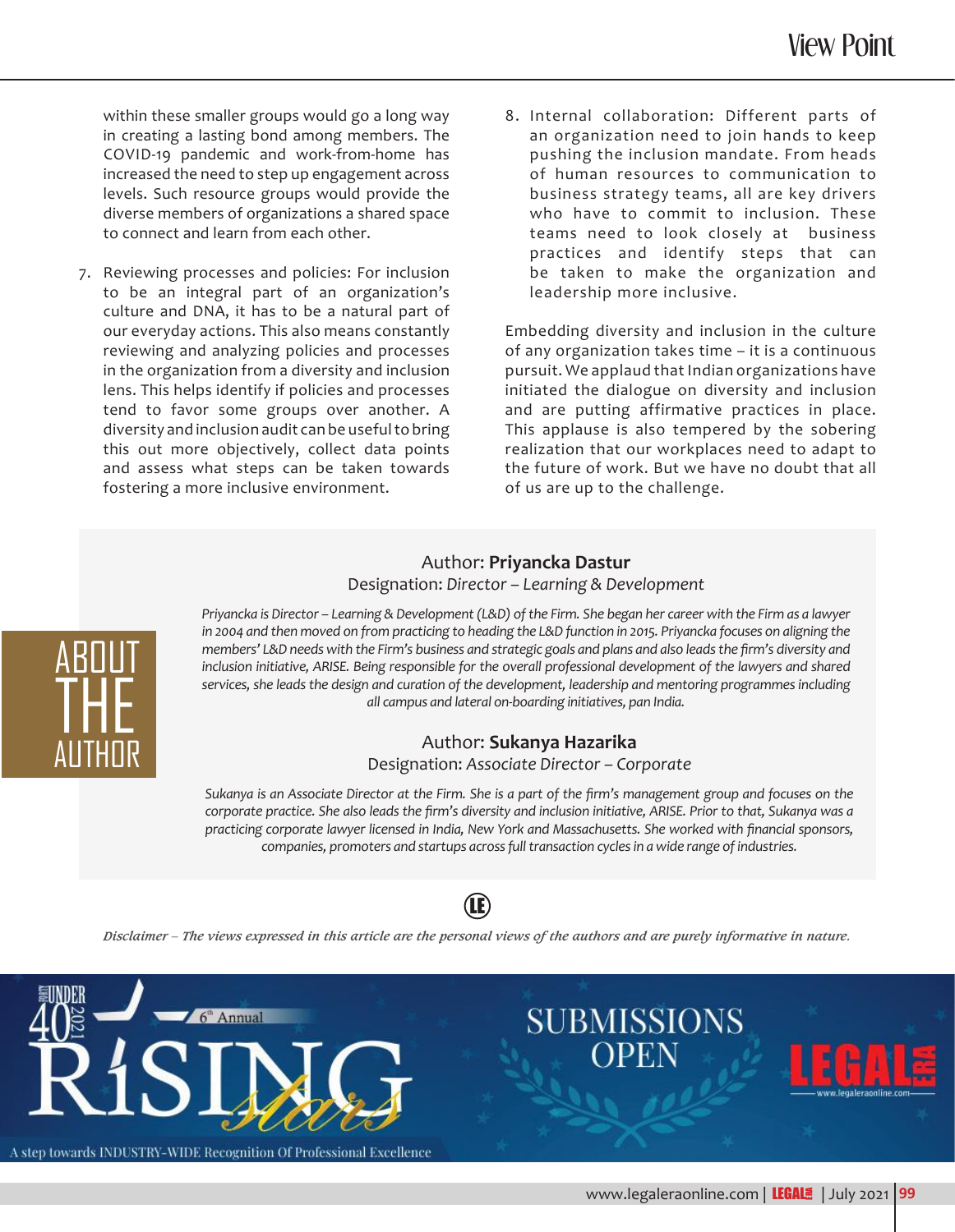within these smaller groups would go a long way in creating a lasting bond among members. The COVID-19 pandemic and work-from-home has increased the need to step up engagement across levels. Such resource groups would provide the diverse members of organizations a shared space to connect and learn from each other.

7. Reviewing processes and policies: For inclusion to be an integral part of an organization's culture and DNA, it has to be a natural part of our everyday actions. This also means constantly reviewing and analyzing policies and processes in the organization from a diversity and inclusion lens. This helps identify if policies and processes tend to favor some groups over another. A diversity and inclusion audit can be useful to bring this out more objectively, collect data points and assess what steps can be taken towards fostering a more inclusive environment.

8. Internal collaboration: Different parts of an organization need to join hands to keep pushing the inclusion mandate. From heads of human resources to communication to business strategy teams, all are key drivers who have to commit to inclusion. These teams need to look closely at business practices and identify steps that can be taken to make the organization and leadership more inclusive.

Embedding diversity and inclusion in the culture of any organization takes time – it is a continuous pursuit. We applaud that Indian organizations have initiated the dialogue on diversity and inclusion and are putting affirmative practices in place. This applause is also tempered by the sobering realization that our workplaces need to adapt to the future of work. But we have no doubt that all of us are up to the challenge.

## ABOUT THE AUTHOR

Author: **Priyancka Dastur**
Designation: *Director – Learning & Development*

*Priyancka is Director – Learning & Development (L&D) of the Firm. She began her career with the Firm as a lawyer in 2004 and then moved on from practicing to heading the L&D function in 2015. Priyancka focuses on aligning the members' L&D needs with the Firm's business and strategic goals and plans and also leads the firm's diversity and inclusion initiative, ARISE. Being responsible for the overall professional development of the lawyers and shared services, she leads the design and curation of the development, leadership and mentoring programmes including all campus and lateral on-boarding initiatives, pan India.*

Author: **Sukanya Hazarika**
Designation: *Associate Director – Corporate*

*Sukanya is an Associate Director at the Firm. She is a part of the firm's management group and focuses on the corporate practice. She also leads the firm's diversity and inclusion initiative, ARISE. Prior to that, Sukanya was a practicing corporate lawyer licensed in India, New York and Massachusetts. She worked with financial sponsors, companies, promoters and startups across full transaction cycles in a wide range of industries.*

*Disclaimer – The views expressed in this article are the personal views of the authors and are purely informative in nature.*

UNDER 40 2021 — 6th Annual RISING Stars — SUBMISSIONS OPEN — LEGAL ERA — www.legaleraonline.com

A step towards INDUSTRY-WIDE Recognition Of Professional Excellence